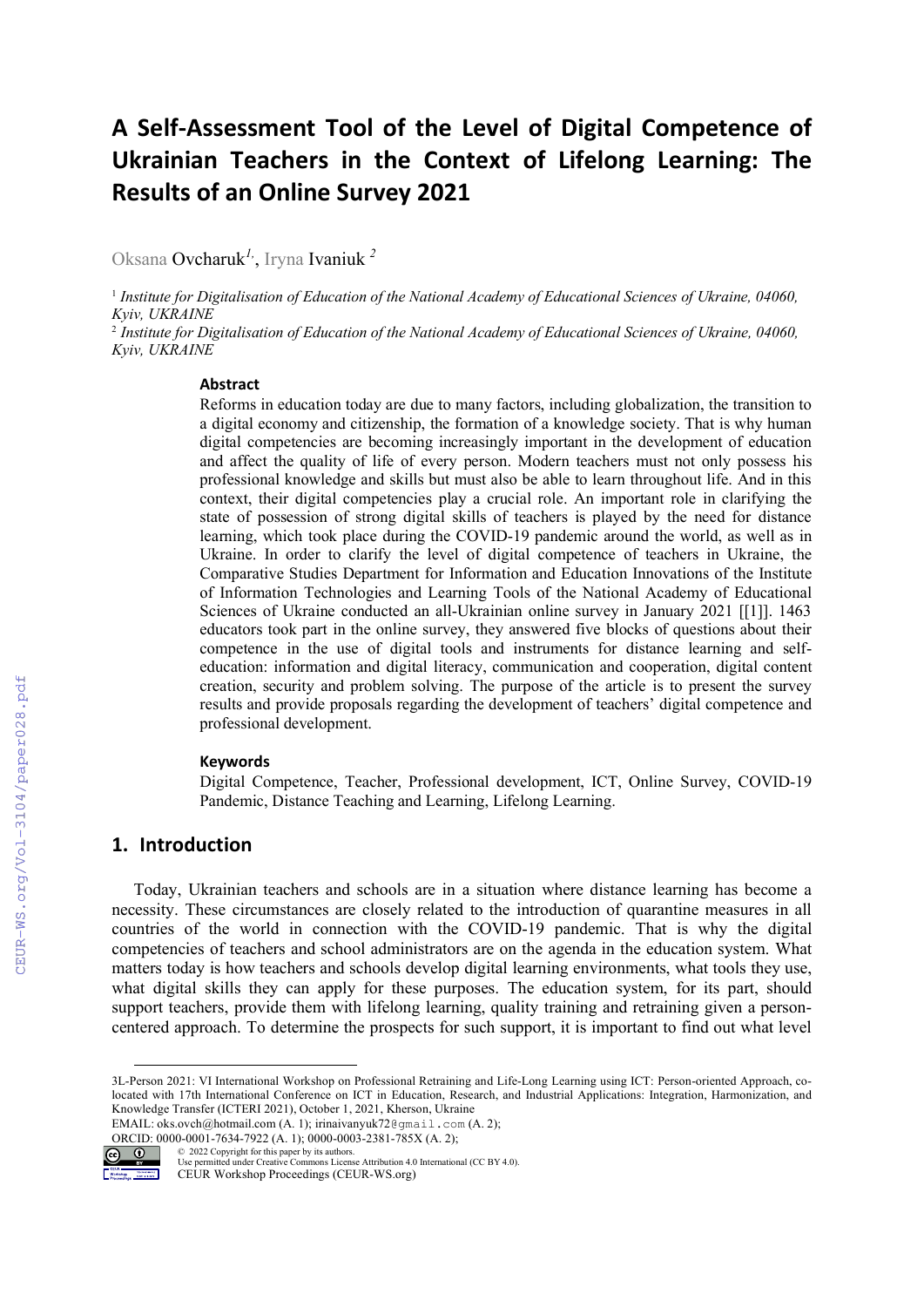# A Self-Assessment Tool of the Level of Digital Competence of Ukrainian Teachers in the Context of Lifelong Learning: The Results of an Online Survey 2021

Oksana Ovcharuk[1], Iryna Ivaniuk[2]

[1] *Institute for Digitalisation of Education of the National Academy of Educational Sciences of Ukraine, 04060, Kyiv, UKRAINE*

[2] *Institute for Digitalisation of Education of the National Academy of Educational Sciences of Ukraine, 04060, Kyiv, UKRAINE*

### Abstract

Reforms in education today are due to many factors, including globalization, the transition to a digital economy and citizenship, the formation of a knowledge society. That is why human digital competencies are becoming increasingly important in the development of education and affect the quality of life of every person. Modern teachers must not only possess his professional knowledge and skills but must also be able to learn throughout life. And in this context, their digital competencies play a crucial role. An important role in clarifying the state of possession of strong digital skills of teachers is played by the need for distance learning, which took place during the COVID-19 pandemic around the world, as well as in Ukraine. In order to clarify the level of digital competence of teachers in Ukraine, the Comparative Studies Department for Information and Education Innovations of the Institute of Information Technologies and Learning Tools of the National Academy of Educational Sciences of Ukraine conducted an all-Ukrainian online survey in January 2021 [[1]]. 1463 educators took part in the online survey, they answered five blocks of questions about their competence in the use of digital tools and instruments for distance learning and self-education: information and digital literacy, communication and cooperation, digital content creation, security and problem solving. The purpose of the article is to present the survey results and provide proposals regarding the development of teachers' digital competence and professional development.

### Keywords

Digital Competence, Teacher, Professional development, ICT, Online Survey, COVID-19 Pandemic, Distance Teaching and Learning, Lifelong Learning.

## 1. Introduction

Today, Ukrainian teachers and schools are in a situation where distance learning has become a necessity. These circumstances are closely related to the introduction of quarantine measures in all countries of the world in connection with the COVID-19 pandemic. That is why the digital competencies of teachers and school administrators are on the agenda in the education system. What matters today is how teachers and schools develop digital learning environments, what tools they use, what digital skills they can apply for these purposes. The education system, for its part, should support teachers, provide them with lifelong learning, quality training and retraining given a person-centered approach. To determine the prospects for such support, it is important to find out what level

---

3L-Person 2021: VI International Workshop on Professional Retraining and Life-Long Learning using ICT: Person-oriented Approach, co-located with 17th International Conference on ICT in Education, Research, and Industrial Applications: Integration, Harmonization, and Knowledge Transfer (ICTERI 2021), October 1, 2021, Kherson, Ukraine

EMAIL: oks.ovch@hotmail.com (A. 1); irinaivanyuk72@gmail.com (A. 2);

ORCID: 0000-0001-7634-7922 (A. 1); 0000-0003-2381-785X (A. 2);

© 2022 Copyright for this paper by its authors.
Use permitted under Creative Commons License Attribution 4.0 International (CC BY 4.0).
CEUR Workshop Proceedings (CEUR-WS.org)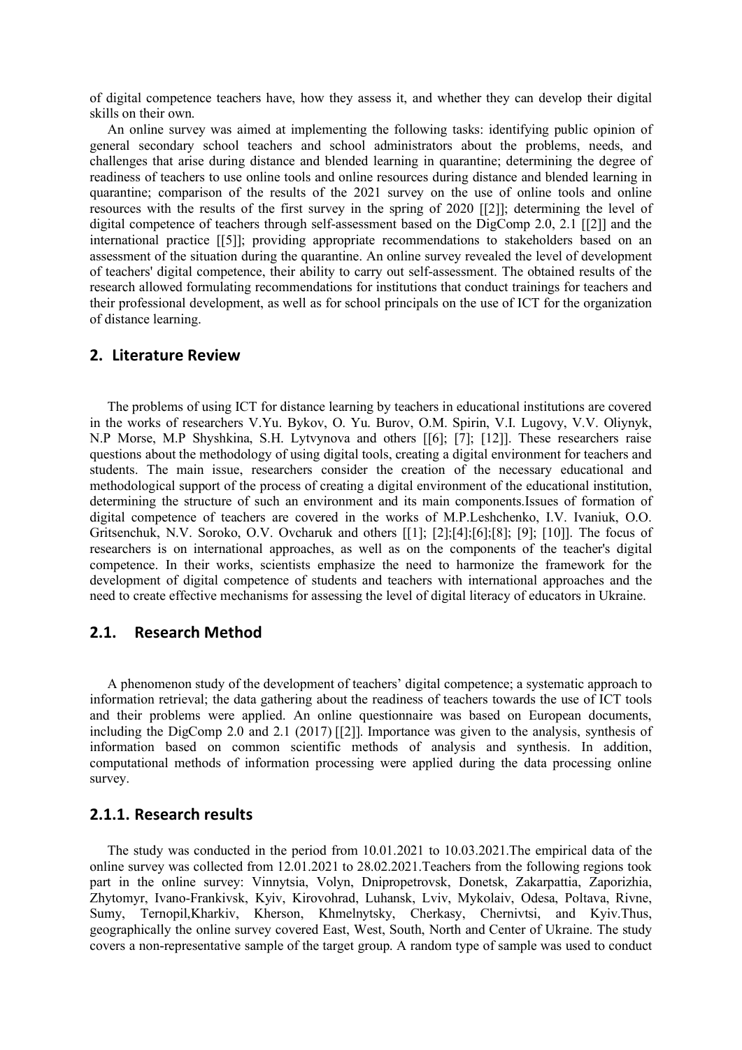of digital competence teachers have, how they assess it, and whether they can develop their digital skills on their own.

An online survey was aimed at implementing the following tasks: identifying public opinion of general secondary school teachers and school administrators about the problems, needs, and challenges that arise during distance and blended learning in quarantine; determining the degree of readiness of teachers to use online tools and online resources during distance and blended learning in quarantine; comparison of the results of the 2021 survey on the use of online tools and online resources with the results of the first survey in the spring of 2020 [[2]]; determining the level of digital competence of teachers through self-assessment based on the DigComp 2.0, 2.1 [[2]] and the international practice [[5]]; providing appropriate recommendations to stakeholders based on an assessment of the situation during the quarantine. An online survey revealed the level of development of teachers' digital competence, their ability to carry out self-assessment. The obtained results of the research allowed formulating recommendations for institutions that conduct trainings for teachers and their professional development, as well as for school principals on the use of ICT for the organization of distance learning.

## 2. Literature Review

The problems of using ICT for distance learning by teachers in educational institutions are covered in the works of researchers V.Yu. Bykov, O. Yu. Burov, O.M. Spirin, V.I. Lugovy, V.V. Oliynyk, N.P Morse, M.P Shyshkina, S.H. Lytvynova and others [[6]; [7]; [12]]. These researchers raise questions about the methodology of using digital tools, creating a digital environment for teachers and students. The main issue, researchers consider the creation of the necessary educational and methodological support of the process of creating a digital environment of the educational institution, determining the structure of such an environment and its main components.Issues of formation of digital competence of teachers are covered in the works of M.P.Leshchenko, I.V. Ivaniuk, O.O. Gritsenchuk, N.V. Soroko, O.V. Ovcharuk and others [[1]; [2];[4];[6];[8]; [9]; [10]]. The focus of researchers is on international approaches, as well as on the components of the teacher's digital competence. In their works, scientists emphasize the need to harmonize the framework for the development of digital competence of students and teachers with international approaches and the need to create effective mechanisms for assessing the level of digital literacy of educators in Ukraine.

### 2.1. Research Method

A phenomenon study of the development of teachers' digital competence; a systematic approach to information retrieval; the data gathering about the readiness of teachers towards the use of ICT tools and their problems were applied. An online questionnaire was based on European documents, including the DigComp 2.0 and 2.1 (2017) [[2]]. Importance was given to the analysis, synthesis of information based on common scientific methods of analysis and synthesis. In addition, computational methods of information processing were applied during the data processing online survey.

#### 2.1.1. Research results

The study was conducted in the period from 10.01.2021 to 10.03.2021.The empirical data of the online survey was collected from 12.01.2021 to 28.02.2021.Teachers from the following regions took part in the online survey: Vinnytsia, Volyn, Dnipropetrovsk, Donetsk, Zakarpattia, Zaporizhia, Zhytomyr, Ivano-Frankivsk, Kyiv, Kirovohrad, Luhansk, Lviv, Mykolaiv, Odesa, Poltava, Rivne, Sumy, Ternopil,Kharkiv, Kherson, Khmelnytsky, Cherkasy, Chernivtsi, and Kyiv.Thus, geographically the online survey covered East, West, South, North and Center of Ukraine. The study covers a non-representative sample of the target group. A random type of sample was used to conduct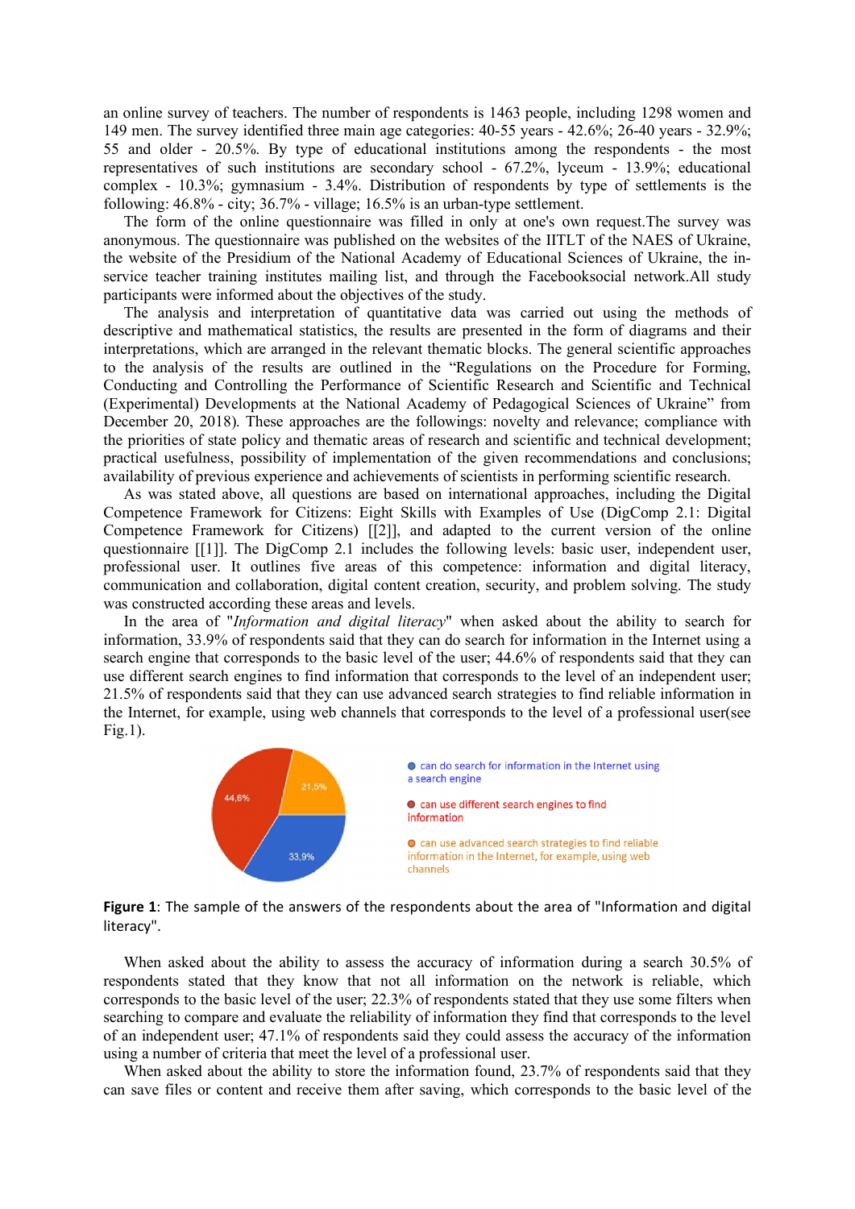an online survey of teachers. The number of respondents is 1463 people, including 1298 women and 149 men. The survey identified three main age categories: 40-55 years - 42.6%; 26-40 years - 32.9%; 55 and older - 20.5%. By type of educational institutions among the respondents - the most representatives of such institutions are secondary school - 67.2%, lyceum - 13.9%; educational complex - 10.3%; gymnasium - 3.4%. Distribution of respondents by type of settlements is the following: 46.8% - city; 36.7% - village; 16.5% is an urban-type settlement.

The form of the online questionnaire was filled in only at one's own request.The survey was anonymous. The questionnaire was published on the websites of the IITLT of the NAES of Ukraine, the website of the Presidium of the National Academy of Educational Sciences of Ukraine, the in-service teacher training institutes mailing list, and through the Facebooksocial network.All study participants were informed about the objectives of the study.

The analysis and interpretation of quantitative data was carried out using the methods of descriptive and mathematical statistics, the results are presented in the form of diagrams and their interpretations, which are arranged in the relevant thematic blocks. The general scientific approaches to the analysis of the results are outlined in the "Regulations on the Procedure for Forming, Conducting and Controlling the Performance of Scientific Research and Scientific and Technical (Experimental) Developments at the National Academy of Pedagogical Sciences of Ukraine" from December 20, 2018). These approaches are the followings: novelty and relevance; compliance with the priorities of state policy and thematic areas of research and scientific and technical development; practical usefulness, possibility of implementation of the given recommendations and conclusions; availability of previous experience and achievements of scientists in performing scientific research.

As was stated above, all questions are based on international approaches, including the Digital Competence Framework for Citizens: Eight Skills with Examples of Use (DigComp 2.1: Digital Competence Framework for Citizens) [[2]], and adapted to the current version of the online questionnaire [[1]]. The DigComp 2.1 includes the following levels: basic user, independent user, professional user. It outlines five areas of this competence: information and digital literacy, communication and collaboration, digital content creation, security, and problem solving. The study was constructed according these areas and levels.

In the area of "*Information and digital literacy*" when asked about the ability to search for information, 33.9% of respondents said that they can do search for information in the Internet using a search engine that corresponds to the basic level of the user; 44.6% of respondents said that they can use different search engines to find information that corresponds to the level of an independent user; 21.5% of respondents said that they can use advanced search strategies to find reliable information in the Internet, for example, using web channels that corresponds to the level of a professional user(see Fig.1).

**Figure 1**: The sample of the answers of the respondents about the area of "Information and digital literacy".

When asked about the ability to assess the accuracy of information during a search 30.5% of respondents stated that they know that not all information on the network is reliable, which corresponds to the basic level of the user; 22.3% of respondents stated that they use some filters when searching to compare and evaluate the reliability of information they find that corresponds to the level of an independent user; 47.1% of respondents said they could assess the accuracy of the information using a number of criteria that meet the level of a professional user.

When asked about the ability to store the information found, 23.7% of respondents said that they can save files or content and receive them after saving, which corresponds to the basic level of the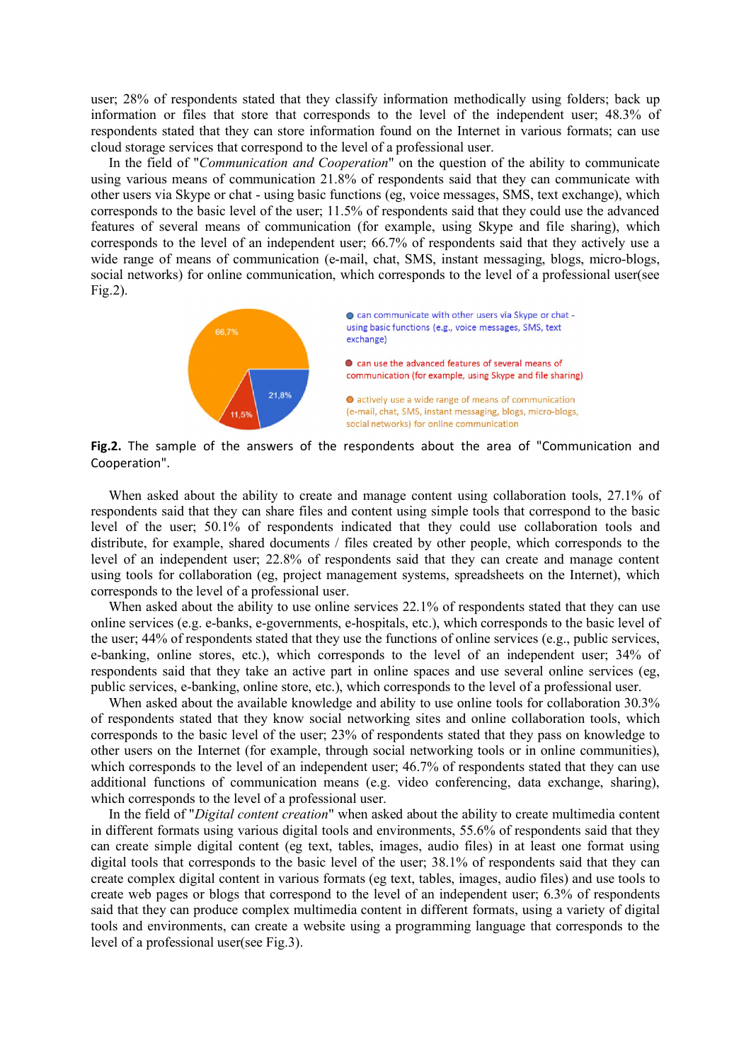user; 28% of respondents stated that they classify information methodically using folders; back up information or files that store that corresponds to the level of the independent user; 48.3% of respondents stated that they can store information found on the Internet in various formats; can use cloud storage services that correspond to the level of a professional user.

In the field of "*Communication and Cooperation*" on the question of the ability to communicate using various means of communication 21.8% of respondents said that they can communicate with other users via Skype or chat - using basic functions (eg, voice messages, SMS, text exchange), which corresponds to the basic level of the user; 11.5% of respondents said that they could use the advanced features of several means of communication (for example, using Skype and file sharing), which corresponds to the level of an independent user; 66.7% of respondents said that they actively use a wide range of means of communication (e-mail, chat, SMS, instant messaging, blogs, micro-blogs, social networks) for online communication, which corresponds to the level of a professional user(see Fig.2).

**Fig.2.** The sample of the answers of the respondents about the area of "Communication and Cooperation".

When asked about the ability to create and manage content using collaboration tools, 27.1% of respondents said that they can share files and content using simple tools that correspond to the basic level of the user; 50.1% of respondents indicated that they could use collaboration tools and distribute, for example, shared documents / files created by other people, which corresponds to the level of an independent user; 22.8% of respondents said that they can create and manage content using tools for collaboration (eg, project management systems, spreadsheets on the Internet), which corresponds to the level of a professional user.

When asked about the ability to use online services 22.1% of respondents stated that they can use online services (e.g. e-banks, e-governments, e-hospitals, etc.), which corresponds to the basic level of the user; 44% of respondents stated that they use the functions of online services (e.g., public services, e-banking, online stores, etc.), which corresponds to the level of an independent user; 34% of respondents said that they take an active part in online spaces and use several online services (eg, public services, e-banking, online store, etc.), which corresponds to the level of a professional user.

When asked about the available knowledge and ability to use online tools for collaboration 30.3% of respondents stated that they know social networking sites and online collaboration tools, which corresponds to the basic level of the user; 23% of respondents stated that they pass on knowledge to other users on the Internet (for example, through social networking tools or in online communities), which corresponds to the level of an independent user; 46.7% of respondents stated that they can use additional functions of communication means (e.g. video conferencing, data exchange, sharing), which corresponds to the level of a professional user.

In the field of "*Digital content creation*" when asked about the ability to create multimedia content in different formats using various digital tools and environments, 55.6% of respondents said that they can create simple digital content (eg text, tables, images, audio files) in at least one format using digital tools that corresponds to the basic level of the user; 38.1% of respondents said that they can create complex digital content in various formats (eg text, tables, images, audio files) and use tools to create web pages or blogs that correspond to the level of an independent user; 6.3% of respondents said that they can produce complex multimedia content in different formats, using a variety of digital tools and environments, can create a website using a programming language that corresponds to the level of a professional user(see Fig.3).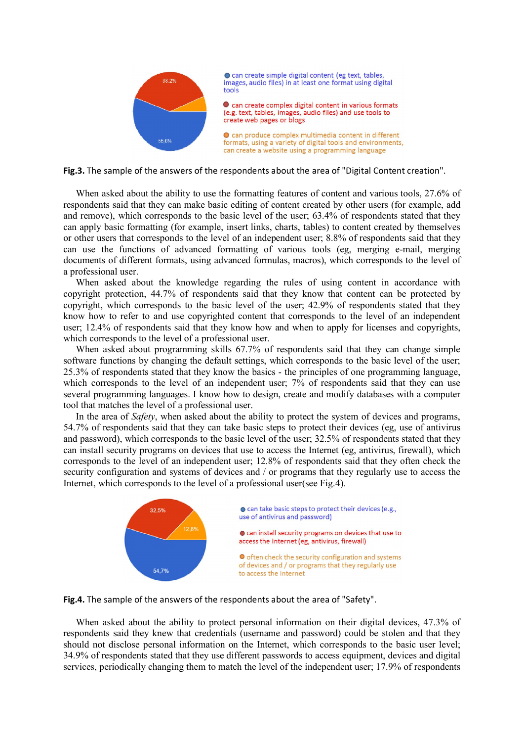Fig.3. The sample of the answers of the respondents about the area of "Digital Content creation".

When asked about the ability to use the formatting features of content and various tools, 27.6% of respondents said that they can make basic editing of content created by other users (for example, add and remove), which corresponds to the basic level of the user; 63.4% of respondents stated that they can apply basic formatting (for example, insert links, charts, tables) to content created by themselves or other users that corresponds to the level of an independent user; 8.8% of respondents said that they can use the functions of advanced formatting of various tools (eg, merging e-mail, merging documents of different formats, using advanced formulas, macros), which corresponds to the level of a professional user.

When asked about the knowledge regarding the rules of using content in accordance with copyright protection, 44.7% of respondents said that they know that content can be protected by copyright, which corresponds to the basic level of the user. 42.9% of respondents stated that they know how to refer to and use copyrighted content that corresponds to the level of an independent user; 12.4% of respondents said that they know how and when to apply for licenses and copyrights, which corresponds to the level of a professional user.

When asked about programming skills 67.7% of respondents said that they can change simple software functions by changing the default settings, which corresponds to the basic level of the user; 25.3% of respondents stated that they know the basics - the principles of one programming language, which corresponds to the level of an independent user; 7% of respondents said that they can use several programming languages. I know how to design, create and modify databases with a computer tool that matches the level of a professional user.

In the area of *Safety*, when asked about the ability to protect the system of devices and programs, 54.7% of respondents said that they can take basic steps to protect their devices (eg, use of antivirus and password), which corresponds to the basic level of the user; 32.5% of respondents stated that they can install security programs on devices that use to access the Internet (eg, antivirus, firewall), which corresponds to the level of an independent user; 12.8% of respondents said that they often check the security configuration and systems of devices and / or programs that they regularly use to access the Internet, which corresponds to the level of a professional user(see Fig.4).

Fig.4. The sample of the answers of the respondents about the area of "Safety".

When asked about the ability to protect personal information on their digital devices, 47.3% of respondents said they knew that credentials (username and password) could be stolen and that they should not disclose personal information on the Internet, which corresponds to the basic user level; 34.9% of respondents stated that they use different passwords to access equipment, devices and digital services, periodically changing them to match the level of the independent user; 17.9% of respondents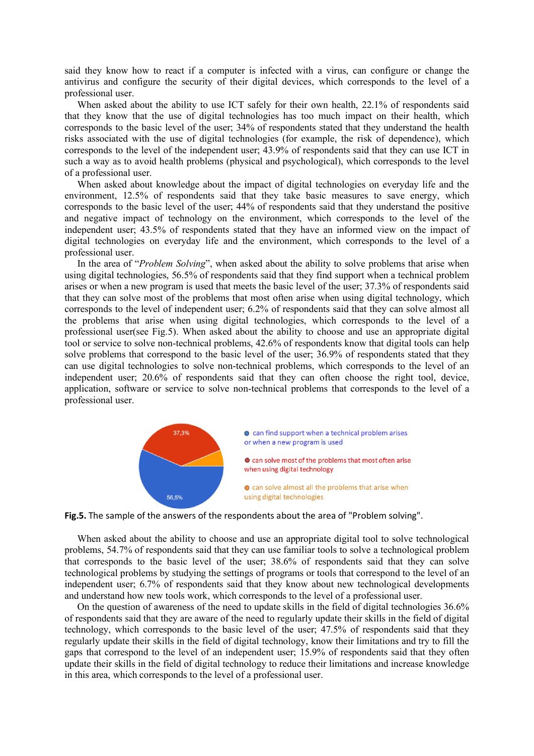said they know how to react if a computer is infected with a virus, can configure or change the antivirus and configure the security of their digital devices, which corresponds to the level of a professional user.

When asked about the ability to use ICT safely for their own health, 22.1% of respondents said that they know that the use of digital technologies has too much impact on their health, which corresponds to the basic level of the user; 34% of respondents stated that they understand the health risks associated with the use of digital technologies (for example, the risk of dependence), which corresponds to the level of the independent user; 43.9% of respondents said that they can use ICT in such a way as to avoid health problems (physical and psychological), which corresponds to the level of a professional user.

When asked about knowledge about the impact of digital technologies on everyday life and the environment, 12.5% of respondents said that they take basic measures to save energy, which corresponds to the basic level of the user; 44% of respondents said that they understand the positive and negative impact of technology on the environment, which corresponds to the level of the independent user; 43.5% of respondents stated that they have an informed view on the impact of digital technologies on everyday life and the environment, which corresponds to the level of a professional user.

In the area of "*Problem Solving*", when asked about the ability to solve problems that arise when using digital technologies, 56.5% of respondents said that they find support when a technical problem arises or when a new program is used that meets the basic level of the user; 37.3% of respondents said that they can solve most of the problems that most often arise when using digital technology, which corresponds to the level of independent user; 6.2% of respondents said that they can solve almost all the problems that arise when using digital technologies, which corresponds to the level of a professional user(see Fig.5). When asked about the ability to choose and use an appropriate digital tool or service to solve non-technical problems, 42.6% of respondents know that digital tools can help solve problems that correspond to the basic level of the user; 36.9% of respondents stated that they can use digital technologies to solve non-technical problems, which corresponds to the level of an independent user; 20.6% of respondents said that they can often choose the right tool, device, application, software or service to solve non-technical problems that corresponds to the level of a professional user.

**Fig.5.** The sample of the answers of the respondents about the area of "Problem solving".

When asked about the ability to choose and use an appropriate digital tool to solve technological problems, 54.7% of respondents said that they can use familiar tools to solve a technological problem that corresponds to the basic level of the user; 38.6% of respondents said that they can solve technological problems by studying the settings of programs or tools that correspond to the level of an independent user; 6.7% of respondents said that they know about new technological developments and understand how new tools work, which corresponds to the level of a professional user.

On the question of awareness of the need to update skills in the field of digital technologies 36.6% of respondents said that they are aware of the need to regularly update their skills in the field of digital technology, which corresponds to the basic level of the user; 47.5% of respondents said that they regularly update their skills in the field of digital technology, know their limitations and try to fill the gaps that correspond to the level of an independent user; 15.9% of respondents said that they often update their skills in the field of digital technology to reduce their limitations and increase knowledge in this area, which corresponds to the level of a professional user.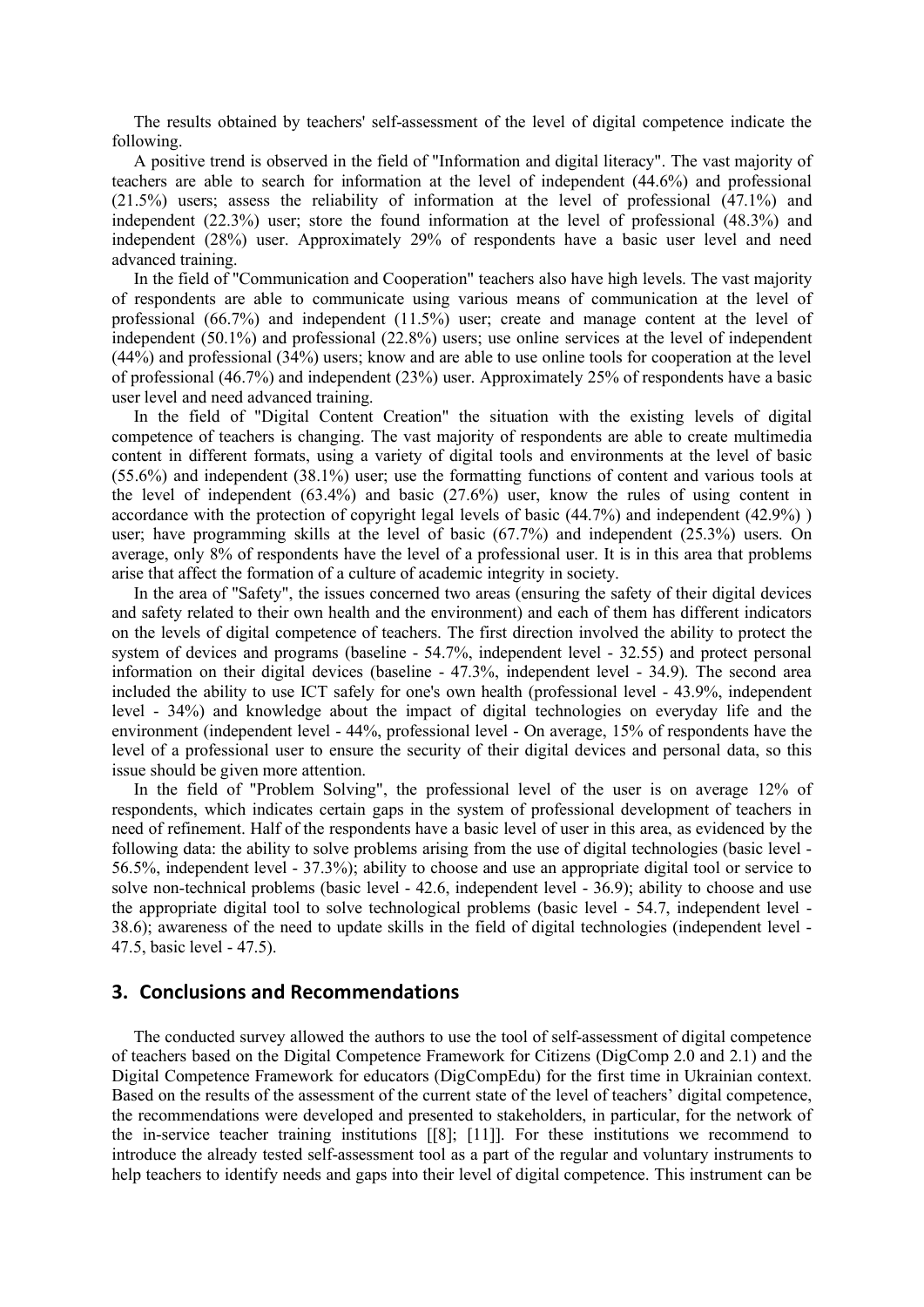The results obtained by teachers' self-assessment of the level of digital competence indicate the following.

A positive trend is observed in the field of "Information and digital literacy". The vast majority of teachers are able to search for information at the level of independent (44.6%) and professional (21.5%) users; assess the reliability of information at the level of professional (47.1%) and independent (22.3%) user; store the found information at the level of professional (48.3%) and independent (28%) user. Approximately 29% of respondents have a basic user level and need advanced training.

In the field of "Communication and Cooperation" teachers also have high levels. The vast majority of respondents are able to communicate using various means of communication at the level of professional (66.7%) and independent (11.5%) user; create and manage content at the level of independent (50.1%) and professional (22.8%) users; use online services at the level of independent (44%) and professional (34%) users; know and are able to use online tools for cooperation at the level of professional (46.7%) and independent (23%) user. Approximately 25% of respondents have a basic user level and need advanced training.

In the field of "Digital Content Creation" the situation with the existing levels of digital competence of teachers is changing. The vast majority of respondents are able to create multimedia content in different formats, using a variety of digital tools and environments at the level of basic (55.6%) and independent (38.1%) user; use the formatting functions of content and various tools at the level of independent (63.4%) and basic (27.6%) user, know the rules of using content in accordance with the protection of copyright legal levels of basic (44.7%) and independent (42.9%) ) user; have programming skills at the level of basic (67.7%) and independent (25.3%) users. On average, only 8% of respondents have the level of a professional user. It is in this area that problems arise that affect the formation of a culture of academic integrity in society.

In the area of "Safety", the issues concerned two areas (ensuring the safety of their digital devices and safety related to their own health and the environment) and each of them has different indicators on the levels of digital competence of teachers. The first direction involved the ability to protect the system of devices and programs (baseline - 54.7%, independent level - 32.55) and protect personal information on their digital devices (baseline - 47.3%, independent level - 34.9). The second area included the ability to use ICT safely for one's own health (professional level - 43.9%, independent level - 34%) and knowledge about the impact of digital technologies on everyday life and the environment (independent level - 44%, professional level - On average, 15% of respondents have the level of a professional user to ensure the security of their digital devices and personal data, so this issue should be given more attention.

In the field of "Problem Solving", the professional level of the user is on average 12% of respondents, which indicates certain gaps in the system of professional development of teachers in need of refinement. Half of the respondents have a basic level of user in this area, as evidenced by the following data: the ability to solve problems arising from the use of digital technologies (basic level - 56.5%, independent level - 37.3%); ability to choose and use an appropriate digital tool or service to solve non-technical problems (basic level - 42.6, independent level - 36.9); ability to choose and use the appropriate digital tool to solve technological problems (basic level - 54.7, independent level - 38.6); awareness of the need to update skills in the field of digital technologies (independent level - 47.5, basic level - 47.5).

## 3. Conclusions and Recommendations

The conducted survey allowed the authors to use the tool of self-assessment of digital competence of teachers based on the Digital Competence Framework for Citizens (DigComp 2.0 and 2.1) and the Digital Competence Framework for educators (DigCompEdu) for the first time in Ukrainian context. Based on the results of the assessment of the current state of the level of teachers' digital competence, the recommendations were developed and presented to stakeholders, in particular, for the network of the in-service teacher training institutions [[8]; [11]]. For these institutions we recommend to introduce the already tested self-assessment tool as a part of the regular and voluntary instruments to help teachers to identify needs and gaps into their level of digital competence. This instrument can be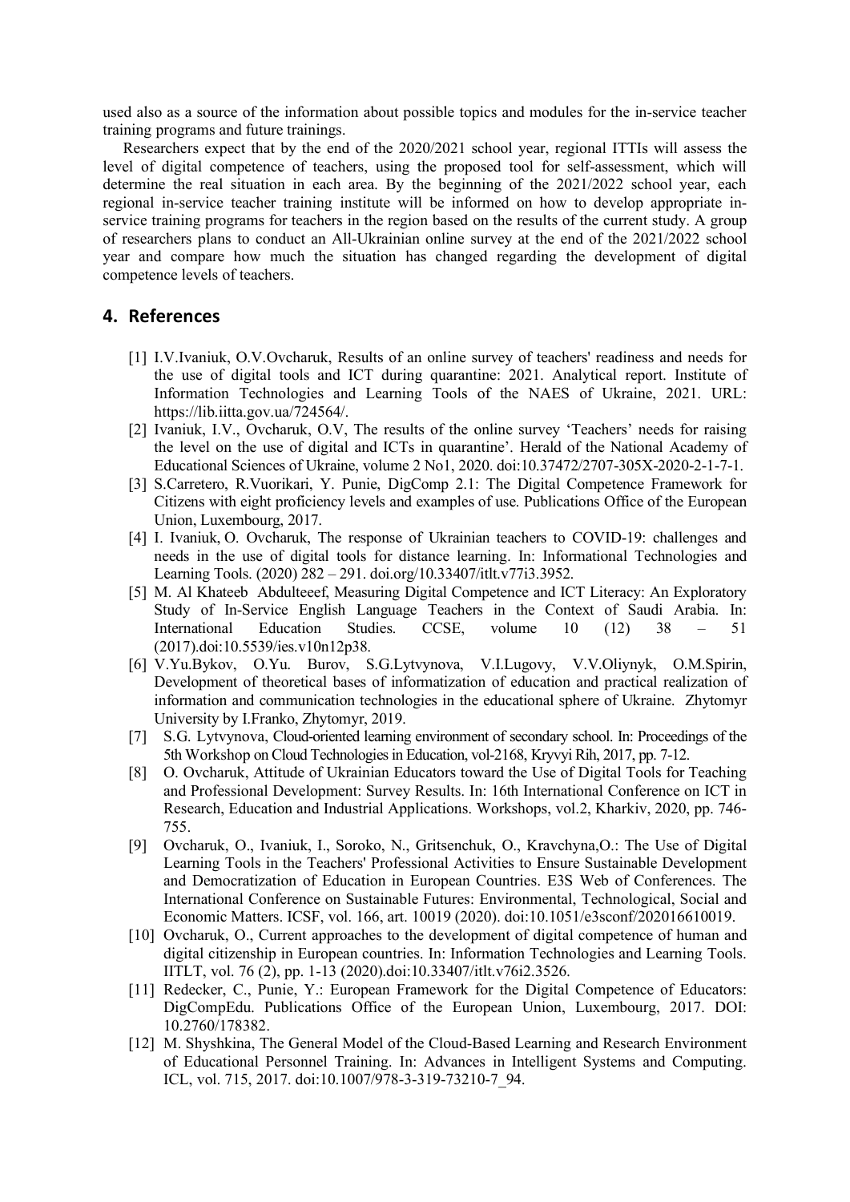used also as a source of the information about possible topics and modules for the in-service teacher training programs and future trainings.

Researchers expect that by the end of the 2020/2021 school year, regional ITTIs will assess the level of digital competence of teachers, using the proposed tool for self-assessment, which will determine the real situation in each area. By the beginning of the 2021/2022 school year, each regional in-service teacher training institute will be informed on how to develop appropriate in-service training programs for teachers in the region based on the results of the current study. A group of researchers plans to conduct an All-Ukrainian online survey at the end of the 2021/2022 school year and compare how much the situation has changed regarding the development of digital competence levels of teachers.

## 4. References

[1] I.V.Ivaniuk, O.V.Ovcharuk, Results of an online survey of teachers' readiness and needs for the use of digital tools and ICT during quarantine: 2021. Analytical report. Institute of Information Technologies and Learning Tools of the NAES of Ukraine, 2021. URL: https://lib.iitta.gov.ua/724564/.

[2] Ivaniuk, I.V., Ovcharuk, O.V, The results of the online survey 'Teachers' needs for raising the level on the use of digital and ICTs in quarantine'. Herald of the National Academy of Educational Sciences of Ukraine, volume 2 No1, 2020. doi:10.37472/2707-305X-2020-2-1-7-1.

[3] S.Carretero, R.Vuorikari, Y. Punie, DigComp 2.1: The Digital Competence Framework for Citizens with eight proficiency levels and examples of use. Publications Office of the European Union, Luxembourg, 2017.

[4] I. Ivaniuk, O. Ovcharuk, The response of Ukrainian teachers to COVID-19: challenges and needs in the use of digital tools for distance learning. In: Informational Technologies and Learning Tools. (2020) 282 – 291. doi.org/10.33407/itlt.v77i3.3952.

[5] M. Al Khateeb Abdulteeef, Measuring Digital Competence and ICT Literacy: An Exploratory Study of In-Service English Language Teachers in the Context of Saudi Arabia. In: International Education Studies. CCSE, volume 10 (12) 38 – 51 (2017).doi:10.5539/ies.v10n12p38.

[6] V.Yu.Bykov, O.Yu. Burov, S.G.Lytvynova, V.I.Lugovy, V.V.Oliynyk, O.M.Spirin, Development of theoretical bases of informatization of education and practical realization of information and communication technologies in the educational sphere of Ukraine. Zhytomyr University by I.Franko, Zhytomyr, 2019.

[7] S.G. Lytvynova, Cloud-oriented learning environment of secondary school. In: Proceedings of the 5th Workshop on Cloud Technologies in Education, vol-2168, Kryvyi Rih, 2017, pp. 7-12.

[8] O. Ovcharuk, Attitude of Ukrainian Educators toward the Use of Digital Tools for Teaching and Professional Development: Survey Results. In: 16th International Conference on ICT in Research, Education and Industrial Applications. Workshops, vol.2, Kharkiv, 2020, pp. 746-755.

[9] Ovcharuk, O., Ivaniuk, I., Soroko, N., Gritsenchuk, O., Kravchyna,O.: The Use of Digital Learning Tools in the Teachers' Professional Activities to Ensure Sustainable Development and Democratization of Education in European Countries. E3S Web of Conferences. The International Conference on Sustainable Futures: Environmental, Technological, Social and Economic Matters. ICSF, vol. 166, art. 10019 (2020). doi:10.1051/e3sconf/202016610019.

[10] Ovcharuk, O., Current approaches to the development of digital competence of human and digital citizenship in European countries. In: Information Technologies and Learning Tools. IITLT, vol. 76 (2), pp. 1-13 (2020).doi:10.33407/itlt.v76i2.3526.

[11] Redecker, C., Punie, Y.: European Framework for the Digital Competence of Educators: DigCompEdu. Publications Office of the European Union, Luxembourg, 2017. DOI: 10.2760/178382.

[12] M. Shyshkina, The General Model of the Cloud-Based Learning and Research Environment of Educational Personnel Training. In: Advances in Intelligent Systems and Computing. ICL, vol. 715, 2017. doi:10.1007/978-3-319-73210-7_94.